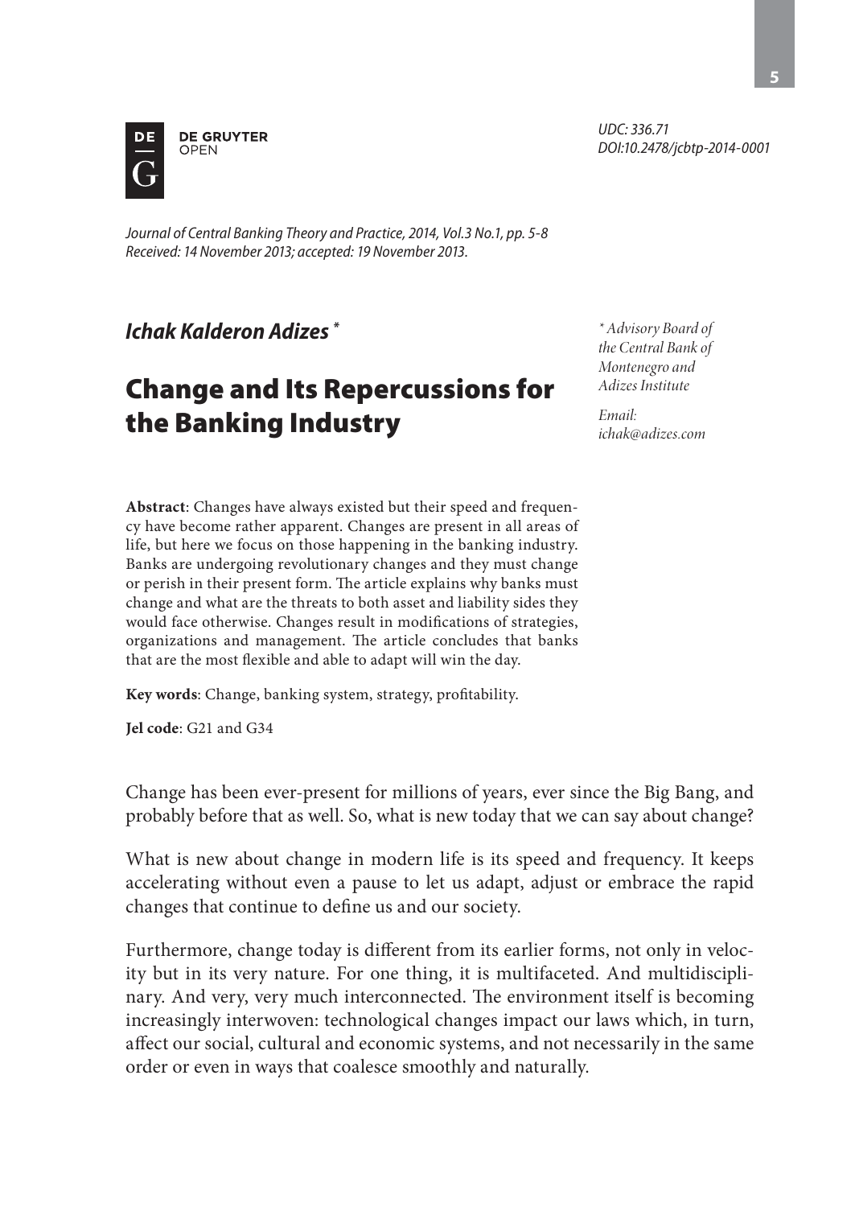UDC: 336.71
DOI:10.2478/jcbtp-2014-0001

*Journal of Central Banking Theory and Practice, 2014, Vol.3 No.1, pp. 5-8*
*Received: 14 November 2013; accepted: 19 November 2013.*

***Ichak Kalderon Adizes* ****

*\* Advisory Board of the Central Bank of Montenegro and Adizes Institute*

*Email: ichak@adizes.com*

# Change and Its Repercussions for the Banking Industry

**Abstract**: Changes have always existed but their speed and frequency have become rather apparent. Changes are present in all areas of life, but here we focus on those happening in the banking industry. Banks are undergoing revolutionary changes and they must change or perish in their present form. The article explains why banks must change and what are the threats to both asset and liability sides they would face otherwise. Changes result in modifications of strategies, organizations and management. The article concludes that banks that are the most flexible and able to adapt will win the day.

**Key words**: Change, banking system, strategy, profitability.

**Jel code**: G21 and G34

Change has been ever-present for millions of years, ever since the Big Bang, and probably before that as well. So, what is new today that we can say about change?

What is new about change in modern life is its speed and frequency. It keeps accelerating without even a pause to let us adapt, adjust or embrace the rapid changes that continue to define us and our society.

Furthermore, change today is different from its earlier forms, not only in velocity but in its very nature. For one thing, it is multifaceted. And multidisciplinary. And very, very much interconnected. The environment itself is becoming increasingly interwoven: technological changes impact our laws which, in turn, affect our social, cultural and economic systems, and not necessarily in the same order or even in ways that coalesce smoothly and naturally.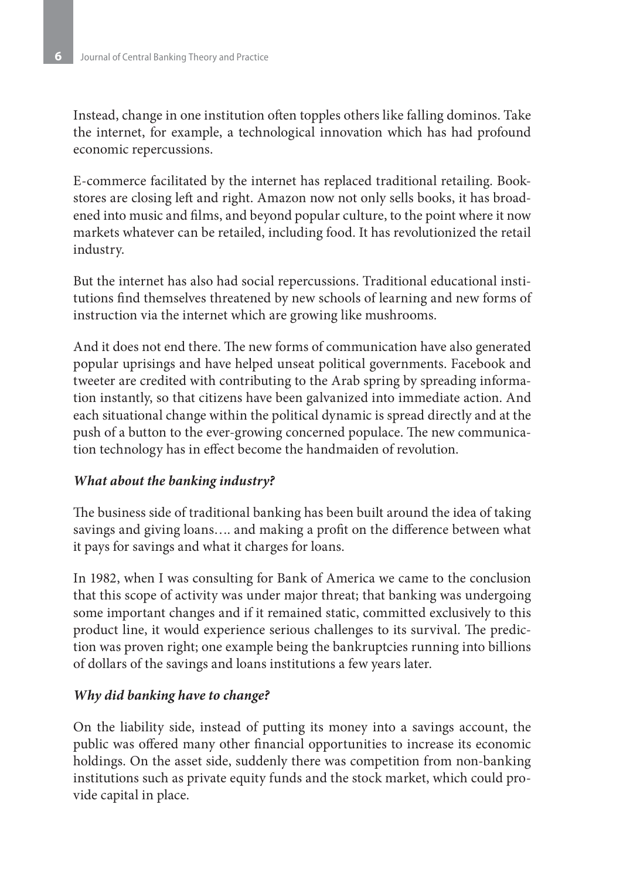Instead, change in one institution often topples others like falling dominos. Take the internet, for example, a technological innovation which has had profound economic repercussions.

E-commerce facilitated by the internet has replaced traditional retailing. Bookstores are closing left and right. Amazon now not only sells books, it has broadened into music and films, and beyond popular culture, to the point where it now markets whatever can be retailed, including food. It has revolutionized the retail industry.

But the internet has also had social repercussions. Traditional educational institutions find themselves threatened by new schools of learning and new forms of instruction via the internet which are growing like mushrooms.

And it does not end there. The new forms of communication have also generated popular uprisings and have helped unseat political governments. Facebook and tweeter are credited with contributing to the Arab spring by spreading information instantly, so that citizens have been galvanized into immediate action. And each situational change within the political dynamic is spread directly and at the push of a button to the ever-growing concerned populace. The new communication technology has in effect become the handmaiden of revolution.

***What about the banking industry?***

The business side of traditional banking has been built around the idea of taking savings and giving loans…. and making a profit on the difference between what it pays for savings and what it charges for loans.

In 1982, when I was consulting for Bank of America we came to the conclusion that this scope of activity was under major threat; that banking was undergoing some important changes and if it remained static, committed exclusively to this product line, it would experience serious challenges to its survival. The prediction was proven right; one example being the bankruptcies running into billions of dollars of the savings and loans institutions a few years later.

***Why did banking have to change?***

On the liability side, instead of putting its money into a savings account, the public was offered many other financial opportunities to increase its economic holdings. On the asset side, suddenly there was competition from non-banking institutions such as private equity funds and the stock market, which could provide capital in place.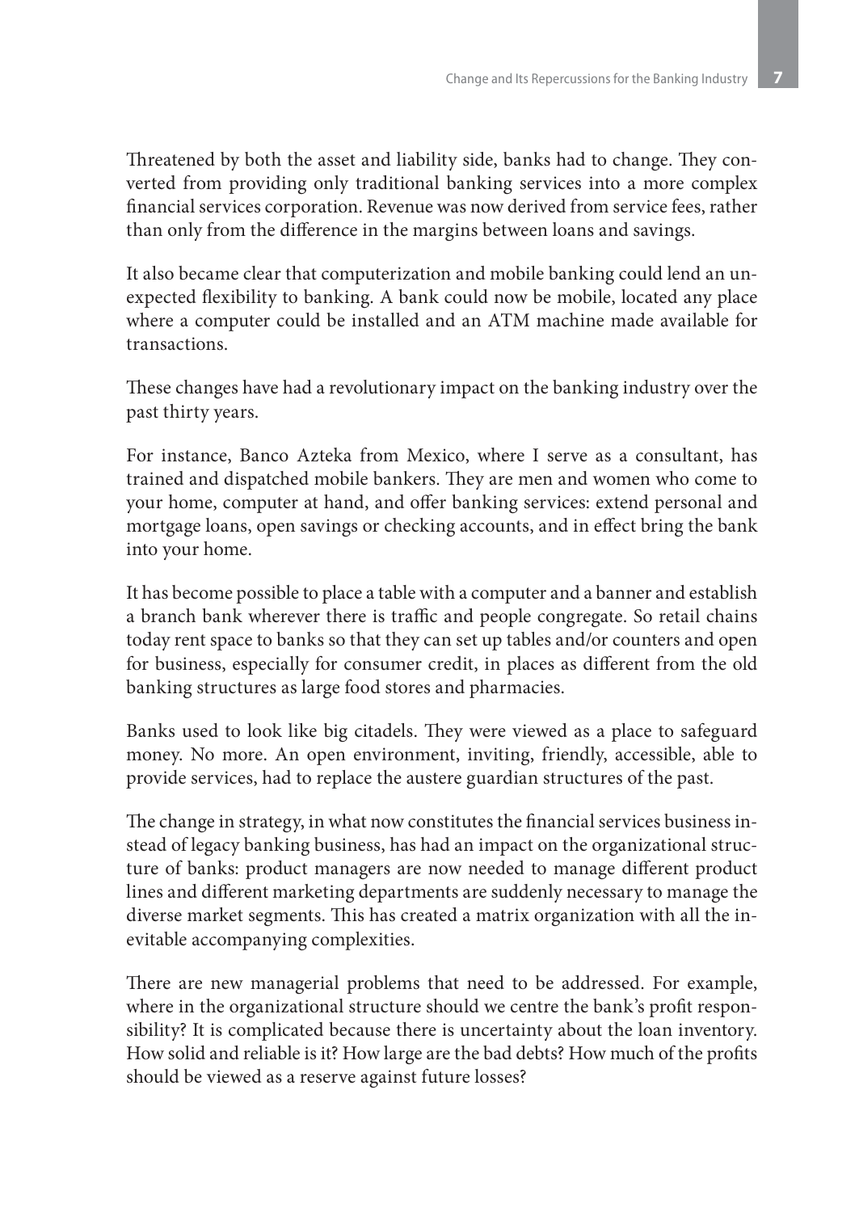Threatened by both the asset and liability side, banks had to change. They converted from providing only traditional banking services into a more complex financial services corporation. Revenue was now derived from service fees, rather than only from the difference in the margins between loans and savings.

It also became clear that computerization and mobile banking could lend an unexpected flexibility to banking. A bank could now be mobile, located any place where a computer could be installed and an ATM machine made available for transactions.

These changes have had a revolutionary impact on the banking industry over the past thirty years.

For instance, Banco Azteka from Mexico, where I serve as a consultant, has trained and dispatched mobile bankers. They are men and women who come to your home, computer at hand, and offer banking services: extend personal and mortgage loans, open savings or checking accounts, and in effect bring the bank into your home.

It has become possible to place a table with a computer and a banner and establish a branch bank wherever there is traffic and people congregate. So retail chains today rent space to banks so that they can set up tables and/or counters and open for business, especially for consumer credit, in places as different from the old banking structures as large food stores and pharmacies.

Banks used to look like big citadels. They were viewed as a place to safeguard money. No more. An open environment, inviting, friendly, accessible, able to provide services, had to replace the austere guardian structures of the past.

The change in strategy, in what now constitutes the financial services business instead of legacy banking business, has had an impact on the organizational structure of banks: product managers are now needed to manage different product lines and different marketing departments are suddenly necessary to manage the diverse market segments. This has created a matrix organization with all the inevitable accompanying complexities.

There are new managerial problems that need to be addressed. For example, where in the organizational structure should we centre the bank's profit responsibility? It is complicated because there is uncertainty about the loan inventory. How solid and reliable is it? How large are the bad debts? How much of the profits should be viewed as a reserve against future losses?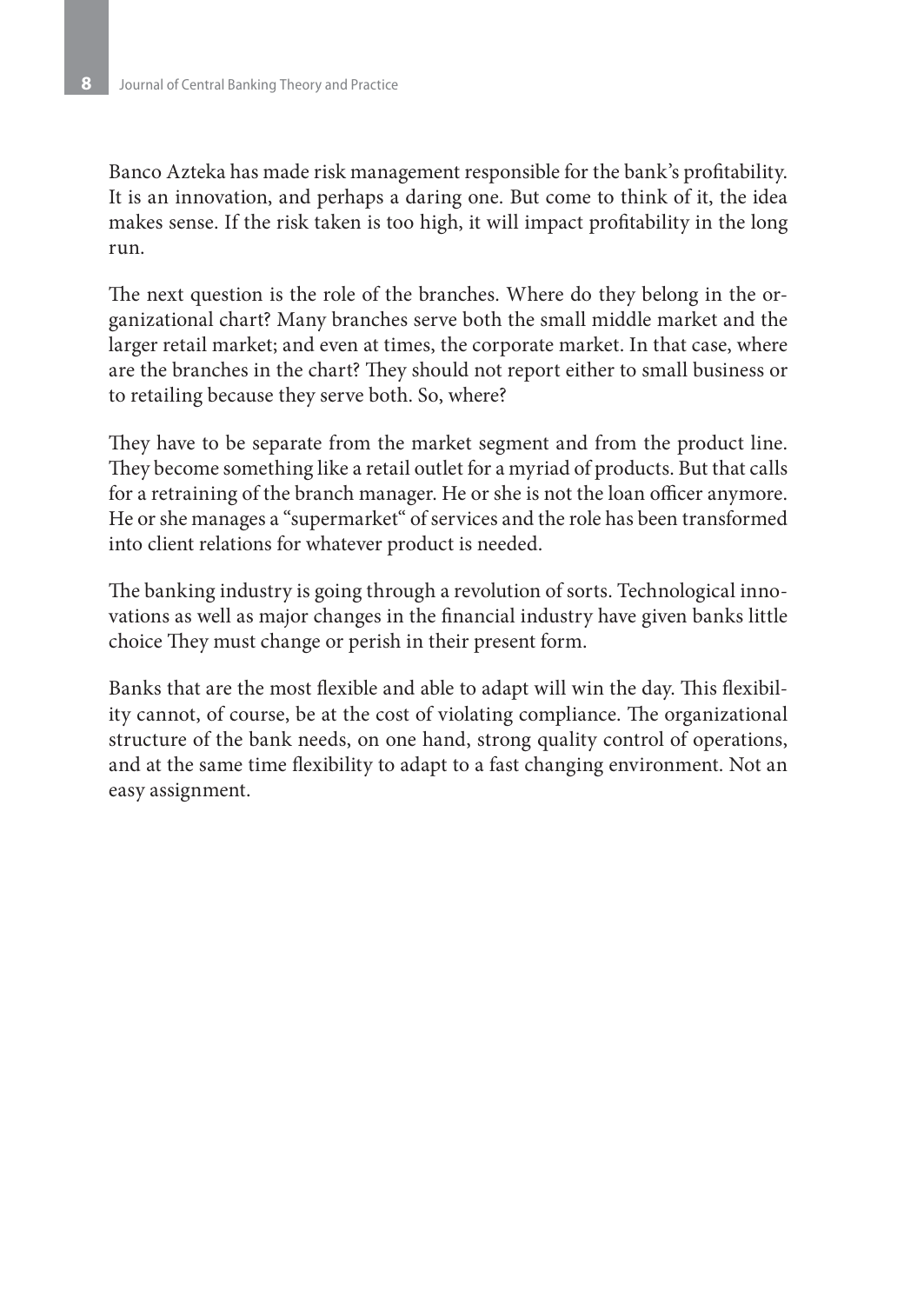Banco Azteka has made risk management responsible for the bank's profitability. It is an innovation, and perhaps a daring one. But come to think of it, the idea makes sense. If the risk taken is too high, it will impact profitability in the long run.

The next question is the role of the branches. Where do they belong in the organizational chart? Many branches serve both the small middle market and the larger retail market; and even at times, the corporate market. In that case, where are the branches in the chart? They should not report either to small business or to retailing because they serve both. So, where?

They have to be separate from the market segment and from the product line. They become something like a retail outlet for a myriad of products. But that calls for a retraining of the branch manager. He or she is not the loan officer anymore. He or she manages a "supermarket" of services and the role has been transformed into client relations for whatever product is needed.

The banking industry is going through a revolution of sorts. Technological innovations as well as major changes in the financial industry have given banks little choice They must change or perish in their present form.

Banks that are the most flexible and able to adapt will win the day. This flexibility cannot, of course, be at the cost of violating compliance. The organizational structure of the bank needs, on one hand, strong quality control of operations, and at the same time flexibility to adapt to a fast changing environment. Not an easy assignment.